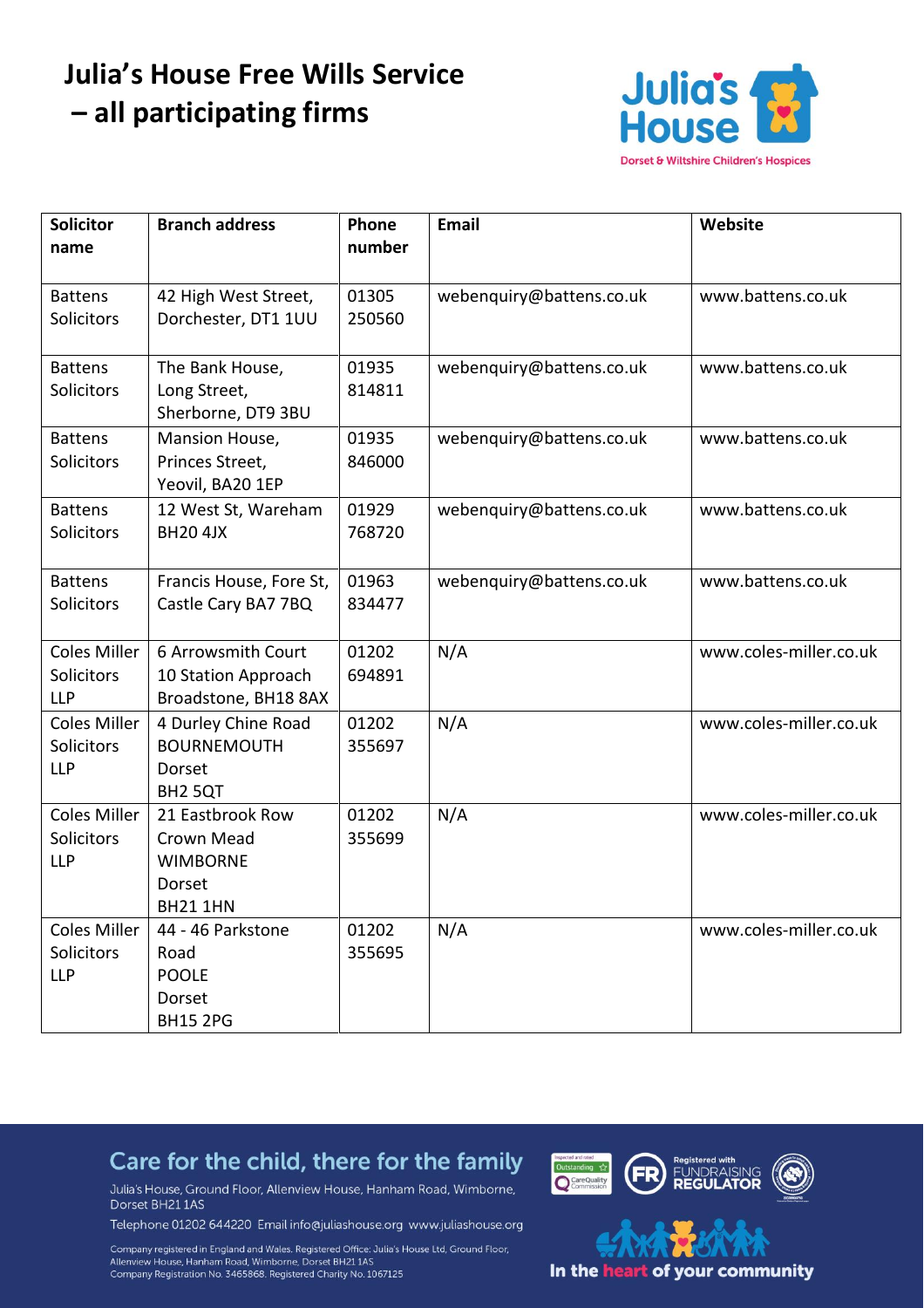# Julia's House Free Wills Service – all participating firms

| Solicitor name | Branch address | Phone number | Email | Website |
|---|---|---|---|---|
| Battens Solicitors | 42 High West Street, Dorchester, DT1 1UU | 01305 250560 | webenquiry@battens.co.uk | www.battens.co.uk |
| Battens Solicitors | The Bank House, Long Street, Sherborne, DT9 3BU | 01935 814811 | webenquiry@battens.co.uk | www.battens.co.uk |
| Battens Solicitors | Mansion House, Princes Street, Yeovil, BA20 1EP | 01935 846000 | webenquiry@battens.co.uk | www.battens.co.uk |
| Battens Solicitors | 12 West St, Wareham BH20 4JX | 01929 768720 | webenquiry@battens.co.uk | www.battens.co.uk |
| Battens Solicitors | Francis House, Fore St, Castle Cary BA7 7BQ | 01963 834477 | webenquiry@battens.co.uk | www.battens.co.uk |
| Coles Miller Solicitors LLP | 6 Arrowsmith Court 10 Station Approach Broadstone, BH18 8AX | 01202 694891 | N/A | www.coles-miller.co.uk |
| Coles Miller Solicitors LLP | 4 Durley Chine Road BOURNEMOUTH Dorset BH2 5QT | 01202 355697 | N/A | www.coles-miller.co.uk |
| Coles Miller Solicitors LLP | 21 Eastbrook Row Crown Mead WIMBORNE Dorset BH21 1HN | 01202 355699 | N/A | www.coles-miller.co.uk |
| Coles Miller Solicitors LLP | 44 - 46 Parkstone Road POOLE Dorset BH15 2PG | 01202 355695 | N/A | www.coles-miller.co.uk |

Care for the child, there for the family

Julia's House, Ground Floor, Allenview House, Hanham Road, Wimborne, Dorset BH21 1AS

Telephone 01202 644220 Email info@juliashouse.org www.juliashouse.org

Company registered in England and Wales. Registered Office: Julia's House Ltd, Ground Floor, Allenview House, Hanham Road, Wimborne, Dorset BH21 1AS
Company Registration No. 3465868. Registered Charity No. 1067125

In the heart of your community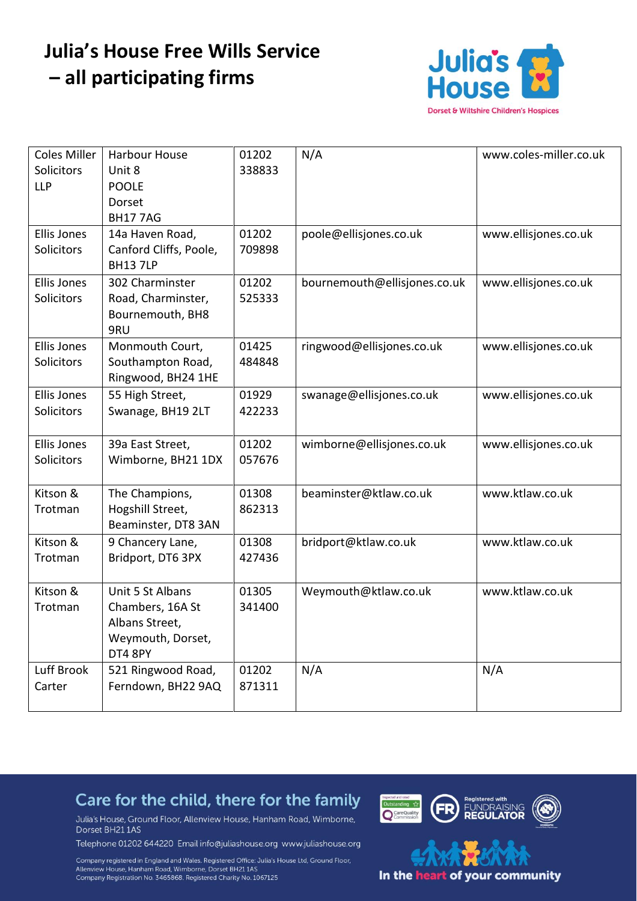# Julia's House Free Wills Service – all participating firms

| | | | | |
|---|---|---|---|---|
| Coles Miller Solicitors LLP | Harbour House Unit 8 POOLE Dorset BH17 7AG | 01202 338833 | N/A | www.coles-miller.co.uk |
| Ellis Jones Solicitors | 14a Haven Road, Canford Cliffs, Poole, BH13 7LP | 01202 709898 | poole@ellisjones.co.uk | www.ellisjones.co.uk |
| Ellis Jones Solicitors | 302 Charminster Road, Charminster, Bournemouth, BH8 9RU | 01202 525333 | bournemouth@ellisjones.co.uk | www.ellisjones.co.uk |
| Ellis Jones Solicitors | Monmouth Court, Southampton Road, Ringwood, BH24 1HE | 01425 484848 | ringwood@ellisjones.co.uk | www.ellisjones.co.uk |
| Ellis Jones Solicitors | 55 High Street, Swanage, BH19 2LT | 01929 422233 | swanage@ellisjones.co.uk | www.ellisjones.co.uk |
| Ellis Jones Solicitors | 39a East Street, Wimborne, BH21 1DX | 01202 057676 | wimborne@ellisjones.co.uk | www.ellisjones.co.uk |
| Kitson & Trotman | The Champions, Hogshill Street, Beaminster, DT8 3AN | 01308 862313 | beaminster@ktlaw.co.uk | www.ktlaw.co.uk |
| Kitson & Trotman | 9 Chancery Lane, Bridport, DT6 3PX | 01308 427436 | bridport@ktlaw.co.uk | www.ktlaw.co.uk |
| Kitson & Trotman | Unit 5 St Albans Chambers, 16A St Albans Street, Weymouth, Dorset, DT4 8PY | 01305 341400 | Weymouth@ktlaw.co.uk | www.ktlaw.co.uk |
| Luff Brook Carter | 521 Ringwood Road, Ferndown, BH22 9AQ | 01202 871311 | N/A | N/A |

**Care for the child, there for the family**

Julia's House, Ground Floor, Allenview House, Hanham Road, Wimborne, Dorset BH21 1AS

Telephone 01202 644220 Email info@juliashouse.org www.juliashouse.org

Company registered in England and Wales. Registered Office: Julia's House Ltd, Ground Floor, Allenview House, Hanham Road, Wimborne, Dorset BH21 1AS
Company Registration No. 3465868. Registered Charity No. 1067125

In the heart of your community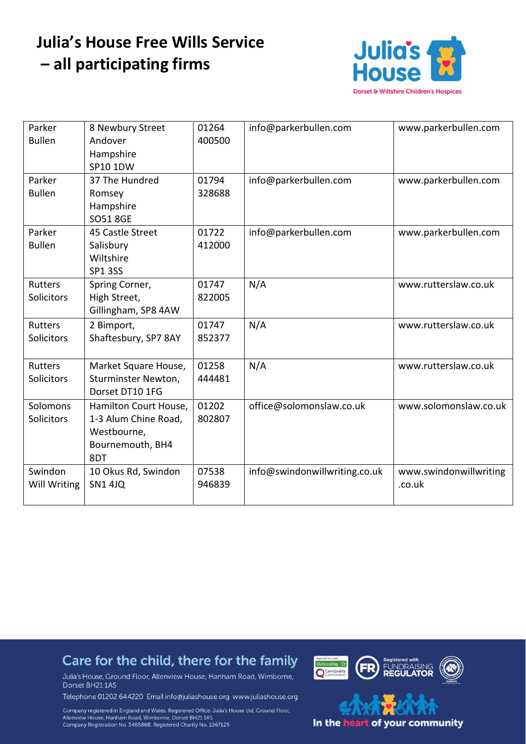# Julia's House Free Wills Service – all participating firms

| | | | | |
|---|---|---|---|---|
| Parker Bullen | 8 Newbury Street Andover Hampshire SP10 1DW | 01264 400500 | info@parkerbullen.com | www.parkerbullen.com |
| Parker Bullen | 37 The Hundred Romsey Hampshire SO51 8GE | 01794 328688 | info@parkerbullen.com | www.parkerbullen.com |
| Parker Bullen | 45 Castle Street Salisbury Wiltshire SP1 3SS | 01722 412000 | info@parkerbullen.com | www.parkerbullen.com |
| Rutters Solicitors | Spring Corner, High Street, Gillingham, SP8 4AW | 01747 822005 | N/A | www.rutterslaw.co.uk |
| Rutters Solicitors | 2 Bimport, Shaftesbury, SP7 8AY | 01747 852377 | N/A | www.rutterslaw.co.uk |
| Rutters Solicitors | Market Square House, Sturminster Newton, Dorset DT10 1FG | 01258 444481 | N/A | www.rutterslaw.co.uk |
| Solomons Solicitors | Hamilton Court House, 1-3 Alum Chine Road, Westbourne, Bournemouth, BH4 8DT | 01202 802807 | office@solomonslaw.co.uk | www.solomonslaw.co.uk |
| Swindon Will Writing | 10 Okus Rd, Swindon SN1 4JQ | 07538 946839 | info@swindonwillwriting.co.uk | www.swindonwillwriting.co.uk |

Care for the child, there for the family

Julia's House, Ground Floor, Allenview House, Hanham Road, Wimborne, Dorset BH21 1AS

Telephone 01202 644220 Email info@juliashouse.org www.juliashouse.org

Company registered in England and Wales. Registered Office: Julia's House Ltd, Ground Floor, Allenview House, Hanham Road, Wimborne, Dorset BH21 1AS
Company Registration No. 3465868. Registered Charity No. 1067125

In the heart of your community